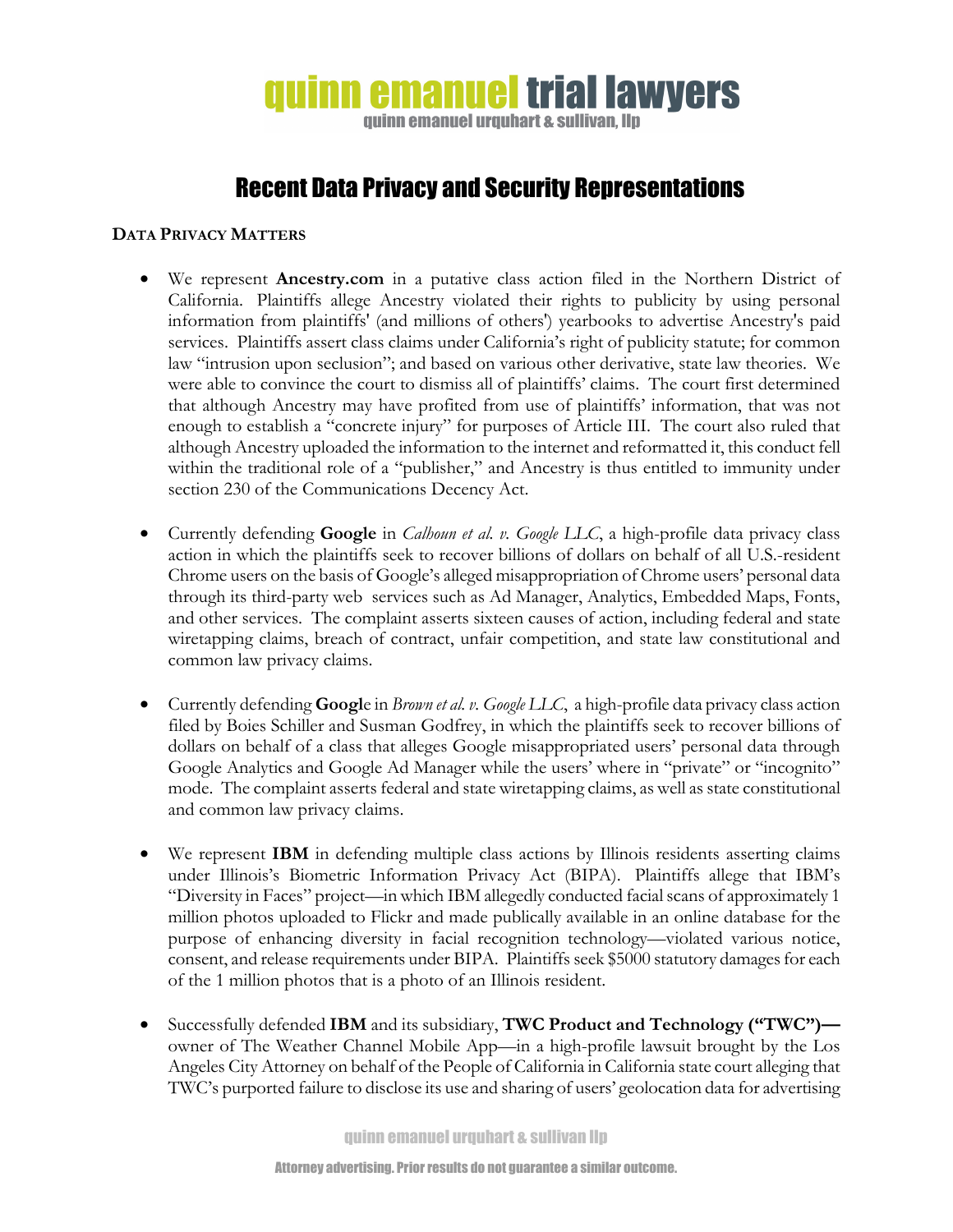# quinn emanuel trial lawyers

quinn emanuel urquhart & sullivan, llp

## Recent Data Privacy and Security Representations

### Data Privacy Matters

- We represent **Ancestry.com** in a putative class action filed in the Northern District of California. Plaintiffs allege Ancestry violated their rights to publicity by using personal information from plaintiffs' (and millions of others') yearbooks to advertise Ancestry's paid services. Plaintiffs assert class claims under California's right of publicity statute; for common law "intrusion upon seclusion"; and based on various other derivative, state law theories. We were able to convince the court to dismiss all of plaintiffs' claims. The court first determined that although Ancestry may have profited from use of plaintiffs' information, that was not enough to establish a "concrete injury" for purposes of Article III. The court also ruled that although Ancestry uploaded the information to the internet and reformatted it, this conduct fell within the traditional role of a "publisher," and Ancestry is thus entitled to immunity under section 230 of the Communications Decency Act.

- Currently defending **Google** in *Calhoun et al. v. Google LLC*, a high-profile data privacy class action in which the plaintiffs seek to recover billions of dollars on behalf of all U.S.-resident Chrome users on the basis of Google's alleged misappropriation of Chrome users' personal data through its third-party web services such as Ad Manager, Analytics, Embedded Maps, Fonts, and other services. The complaint asserts sixteen causes of action, including federal and state wiretapping claims, breach of contract, unfair competition, and state law constitutional and common law privacy claims.

- Currently defending **Googl**e in *Brown et al. v. Google LLC*, a high-profile data privacy class action filed by Boies Schiller and Susman Godfrey, in which the plaintiffs seek to recover billions of dollars on behalf of a class that alleges Google misappropriated users' personal data through Google Analytics and Google Ad Manager while the users' where in "private" or "incognito" mode. The complaint asserts federal and state wiretapping claims, as well as state constitutional and common law privacy claims.

- We represent **IBM** in defending multiple class actions by Illinois residents asserting claims under Illinois's Biometric Information Privacy Act (BIPA). Plaintiffs allege that IBM's "Diversity in Faces" project—in which IBM allegedly conducted facial scans of approximately 1 million photos uploaded to Flickr and made publically available in an online database for the purpose of enhancing diversity in facial recognition technology—violated various notice, consent, and release requirements under BIPA. Plaintiffs seek $5000 statutory damages for each of the 1 million photos that is a photo of an Illinois resident.

- Successfully defended **IBM** and its subsidiary, **TWC Product and Technology ("TWC")—** owner of The Weather Channel Mobile App—in a high-profile lawsuit brought by the Los Angeles City Attorney on behalf of the People of California in California state court alleging that TWC's purported failure to disclose its use and sharing of users' geolocation data for advertising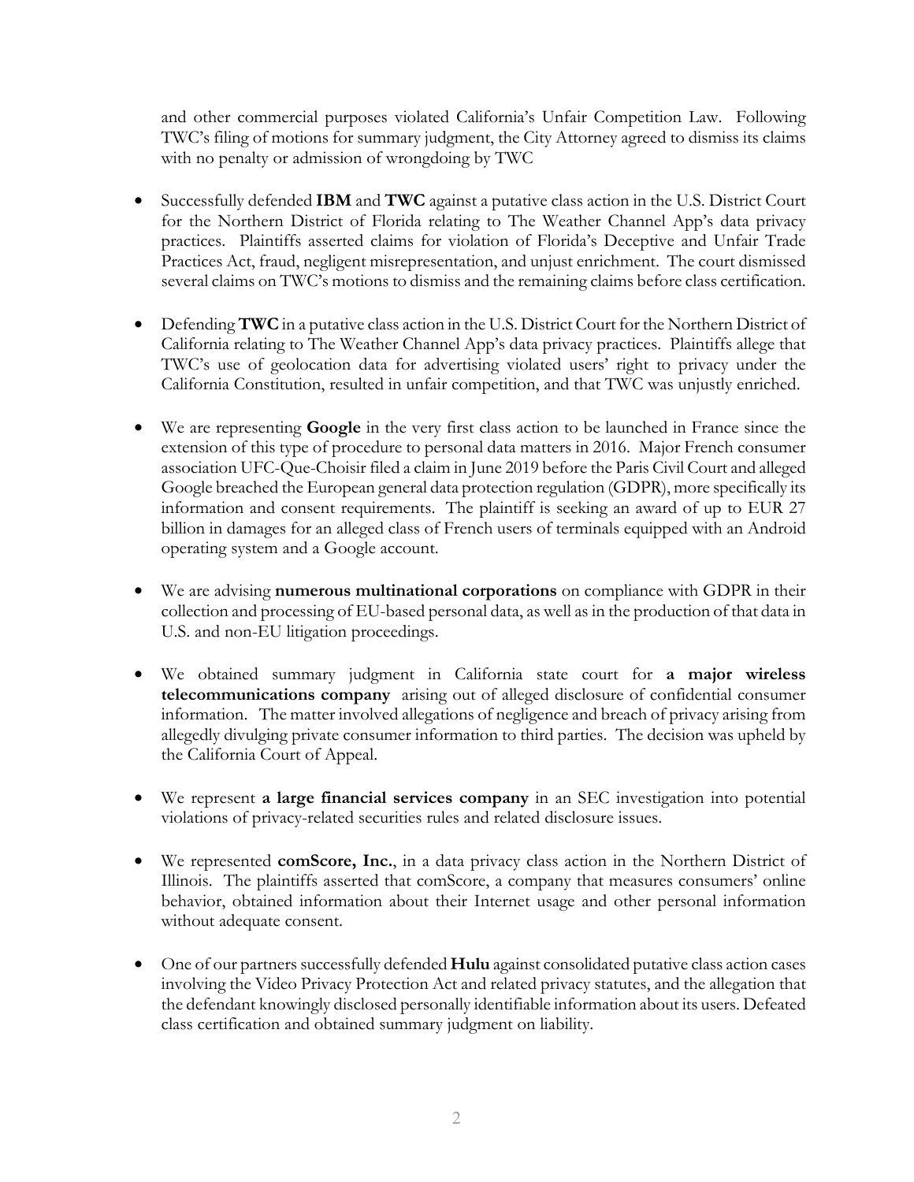and other commercial purposes violated California's Unfair Competition Law. Following TWC's filing of motions for summary judgment, the City Attorney agreed to dismiss its claims with no penalty or admission of wrongdoing by TWC

- Successfully defended **IBM** and **TWC** against a putative class action in the U.S. District Court for the Northern District of Florida relating to The Weather Channel App's data privacy practices. Plaintiffs asserted claims for violation of Florida's Deceptive and Unfair Trade Practices Act, fraud, negligent misrepresentation, and unjust enrichment. The court dismissed several claims on TWC's motions to dismiss and the remaining claims before class certification.

- Defending **TWC** in a putative class action in the U.S. District Court for the Northern District of California relating to The Weather Channel App's data privacy practices. Plaintiffs allege that TWC's use of geolocation data for advertising violated users' right to privacy under the California Constitution, resulted in unfair competition, and that TWC was unjustly enriched.

- We are representing **Google** in the very first class action to be launched in France since the extension of this type of procedure to personal data matters in 2016. Major French consumer association UFC-Que-Choisir filed a claim in June 2019 before the Paris Civil Court and alleged Google breached the European general data protection regulation (GDPR), more specifically its information and consent requirements. The plaintiff is seeking an award of up to EUR 27 billion in damages for an alleged class of French users of terminals equipped with an Android operating system and a Google account.

- We are advising **numerous multinational corporations** on compliance with GDPR in their collection and processing of EU-based personal data, as well as in the production of that data in U.S. and non-EU litigation proceedings.

- We obtained summary judgment in California state court for **a major wireless telecommunications company** arising out of alleged disclosure of confidential consumer information. The matter involved allegations of negligence and breach of privacy arising from allegedly divulging private consumer information to third parties. The decision was upheld by the California Court of Appeal.

- We represent **a large financial services company** in an SEC investigation into potential violations of privacy-related securities rules and related disclosure issues.

- We represented **comScore, Inc.**, in a data privacy class action in the Northern District of Illinois. The plaintiffs asserted that comScore, a company that measures consumers' online behavior, obtained information about their Internet usage and other personal information without adequate consent.

- One of our partners successfully defended **Hulu** against consolidated putative class action cases involving the Video Privacy Protection Act and related privacy statutes, and the allegation that the defendant knowingly disclosed personally identifiable information about its users. Defeated class certification and obtained summary judgment on liability.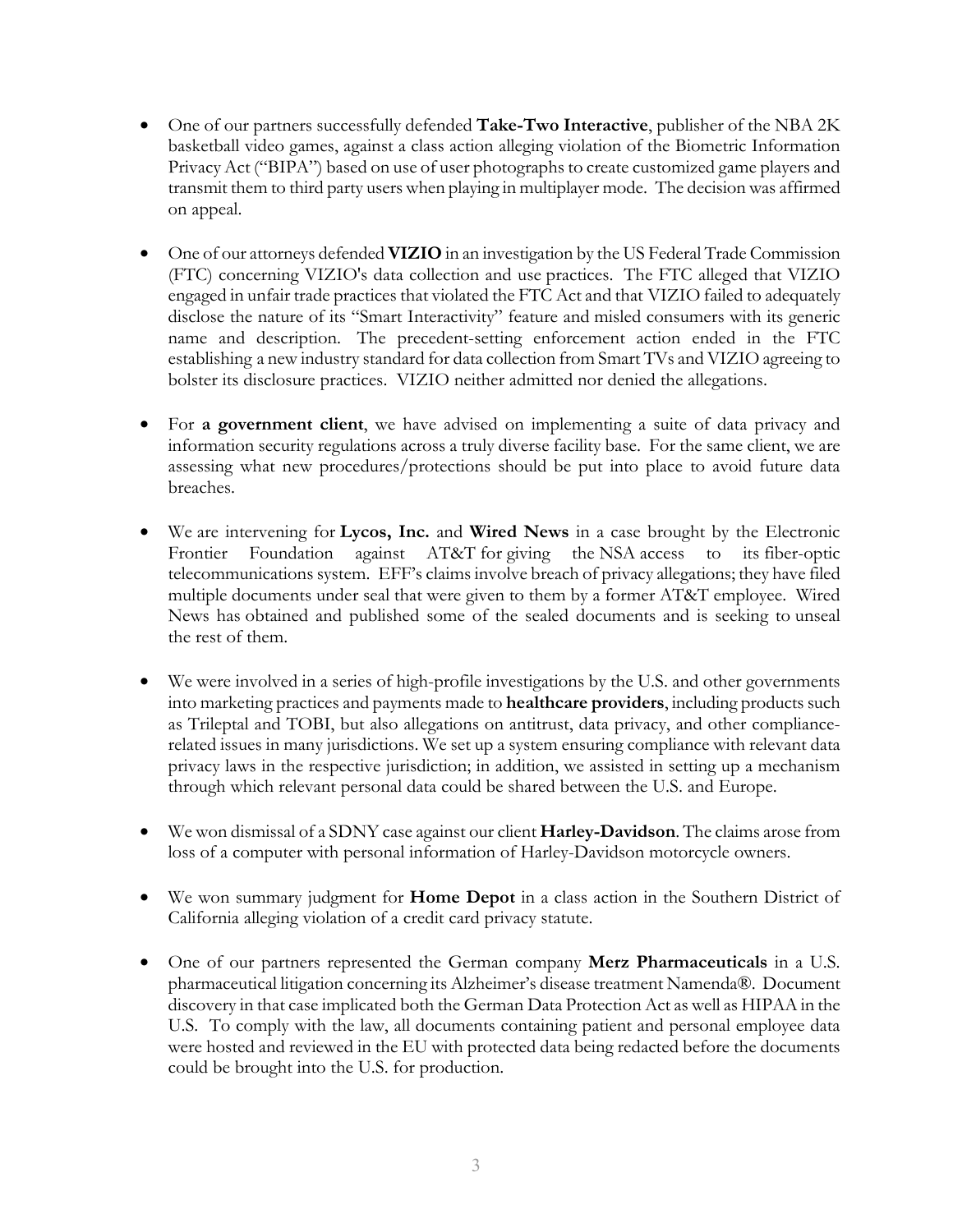- One of our partners successfully defended **Take-Two Interactive**, publisher of the NBA 2K basketball video games, against a class action alleging violation of the Biometric Information Privacy Act ("BIPA") based on use of user photographs to create customized game players and transmit them to third party users when playing in multiplayer mode. The decision was affirmed on appeal.

- One of our attorneys defended **VIZIO** in an investigation by the US Federal Trade Commission (FTC) concerning VIZIO's data collection and use practices. The FTC alleged that VIZIO engaged in unfair trade practices that violated the FTC Act and that VIZIO failed to adequately disclose the nature of its "Smart Interactivity" feature and misled consumers with its generic name and description. The precedent-setting enforcement action ended in the FTC establishing a new industry standard for data collection from Smart TVs and VIZIO agreeing to bolster its disclosure practices. VIZIO neither admitted nor denied the allegations.

- For **a government client**, we have advised on implementing a suite of data privacy and information security regulations across a truly diverse facility base. For the same client, we are assessing what new procedures/protections should be put into place to avoid future data breaches.

- We are intervening for **Lycos, Inc.** and **Wired News** in a case brought by the Electronic Frontier Foundation against AT&T for giving the NSA access to its fiber-optic telecommunications system. EFF's claims involve breach of privacy allegations; they have filed multiple documents under seal that were given to them by a former AT&T employee. Wired News has obtained and published some of the sealed documents and is seeking to unseal the rest of them.

- We were involved in a series of high-profile investigations by the U.S. and other governments into marketing practices and payments made to **healthcare providers**, including products such as Trileptal and TOBI, but also allegations on antitrust, data privacy, and other compliance-related issues in many jurisdictions. We set up a system ensuring compliance with relevant data privacy laws in the respective jurisdiction; in addition, we assisted in setting up a mechanism through which relevant personal data could be shared between the U.S. and Europe.

- We won dismissal of a SDNY case against our client **Harley-Davidson**. The claims arose from loss of a computer with personal information of Harley-Davidson motorcycle owners.

- We won summary judgment for **Home Depot** in a class action in the Southern District of California alleging violation of a credit card privacy statute.

- One of our partners represented the German company **Merz Pharmaceuticals** in a U.S. pharmaceutical litigation concerning its Alzheimer's disease treatment Namenda®. Document discovery in that case implicated both the German Data Protection Act as well as HIPAA in the U.S. To comply with the law, all documents containing patient and personal employee data were hosted and reviewed in the EU with protected data being redacted before the documents could be brought into the U.S. for production.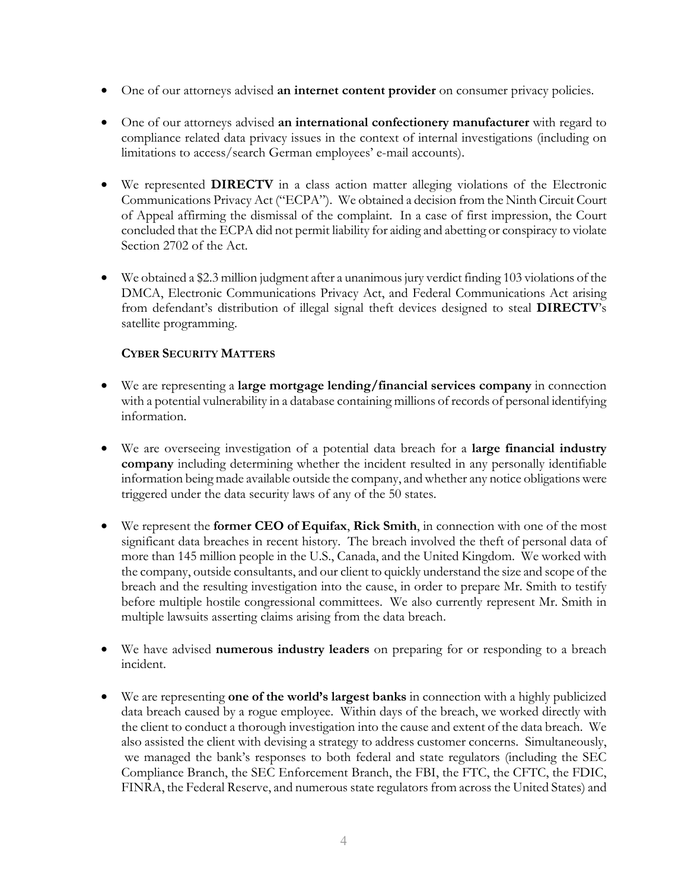- One of our attorneys advised **an internet content provider** on consumer privacy policies.

- One of our attorneys advised **an international confectionery manufacturer** with regard to compliance related data privacy issues in the context of internal investigations (including on limitations to access/search German employees' e-mail accounts).

- We represented **DIRECTV** in a class action matter alleging violations of the Electronic Communications Privacy Act ("ECPA"). We obtained a decision from the Ninth Circuit Court of Appeal affirming the dismissal of the complaint. In a case of first impression, the Court concluded that the ECPA did not permit liability for aiding and abetting or conspiracy to violate Section 2702 of the Act.

- We obtained a $2.3 million judgment after a unanimous jury verdict finding 103 violations of the DMCA, Electronic Communications Privacy Act, and Federal Communications Act arising from defendant's distribution of illegal signal theft devices designed to steal **DIRECTV**'s satellite programming.

**CYBER SECURITY MATTERS**

- We are representing a **large mortgage lending/financial services company** in connection with a potential vulnerability in a database containing millions of records of personal identifying information.

- We are overseeing investigation of a potential data breach for a **large financial industry company** including determining whether the incident resulted in any personally identifiable information being made available outside the company, and whether any notice obligations were triggered under the data security laws of any of the 50 states.

- We represent the **former CEO of Equifax**, **Rick Smith**, in connection with one of the most significant data breaches in recent history. The breach involved the theft of personal data of more than 145 million people in the U.S., Canada, and the United Kingdom. We worked with the company, outside consultants, and our client to quickly understand the size and scope of the breach and the resulting investigation into the cause, in order to prepare Mr. Smith to testify before multiple hostile congressional committees. We also currently represent Mr. Smith in multiple lawsuits asserting claims arising from the data breach.

- We have advised **numerous industry leaders** on preparing for or responding to a breach incident.

- We are representing **one of the world's largest banks** in connection with a highly publicized data breach caused by a rogue employee. Within days of the breach, we worked directly with the client to conduct a thorough investigation into the cause and extent of the data breach. We also assisted the client with devising a strategy to address customer concerns. Simultaneously, we managed the bank's responses to both federal and state regulators (including the SEC Compliance Branch, the SEC Enforcement Branch, the FBI, the FTC, the CFTC, the FDIC, FINRA, the Federal Reserve, and numerous state regulators from across the United States) and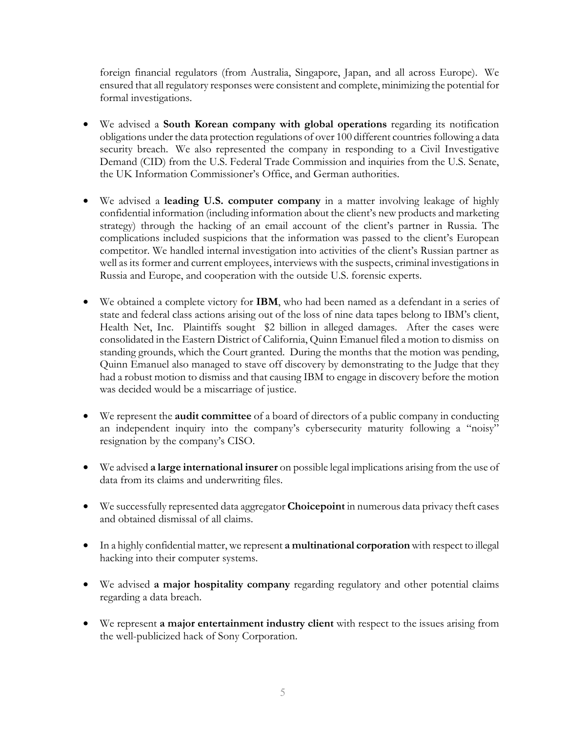foreign financial regulators (from Australia, Singapore, Japan, and all across Europe). We ensured that all regulatory responses were consistent and complete, minimizing the potential for formal investigations.

- We advised a **South Korean company with global operations** regarding its notification obligations under the data protection regulations of over 100 different countries following a data security breach. We also represented the company in responding to a Civil Investigative Demand (CID) from the U.S. Federal Trade Commission and inquiries from the U.S. Senate, the UK Information Commissioner's Office, and German authorities.

- We advised a **leading U.S. computer company** in a matter involving leakage of highly confidential information (including information about the client's new products and marketing strategy) through the hacking of an email account of the client's partner in Russia. The complications included suspicions that the information was passed to the client's European competitor. We handled internal investigation into activities of the client's Russian partner as well as its former and current employees, interviews with the suspects, criminal investigations in Russia and Europe, and cooperation with the outside U.S. forensic experts.

- We obtained a complete victory for **IBM**, who had been named as a defendant in a series of state and federal class actions arising out of the loss of nine data tapes belong to IBM's client, Health Net, Inc. Plaintiffs sought $2 billion in alleged damages. After the cases were consolidated in the Eastern District of California, Quinn Emanuel filed a motion to dismiss on standing grounds, which the Court granted. During the months that the motion was pending, Quinn Emanuel also managed to stave off discovery by demonstrating to the Judge that they had a robust motion to dismiss and that causing IBM to engage in discovery before the motion was decided would be a miscarriage of justice.

- We represent the **audit committee** of a board of directors of a public company in conducting an independent inquiry into the company's cybersecurity maturity following a "noisy" resignation by the company's CISO.

- We advised **a large international insurer** on possible legal implications arising from the use of data from its claims and underwriting files.

- We successfully represented data aggregator **Choicepoint** in numerous data privacy theft cases and obtained dismissal of all claims.

- In a highly confidential matter, we represent **a multinational corporation** with respect to illegal hacking into their computer systems.

- We advised **a major hospitality company** regarding regulatory and other potential claims regarding a data breach.

- We represent **a major entertainment industry client** with respect to the issues arising from the well-publicized hack of Sony Corporation.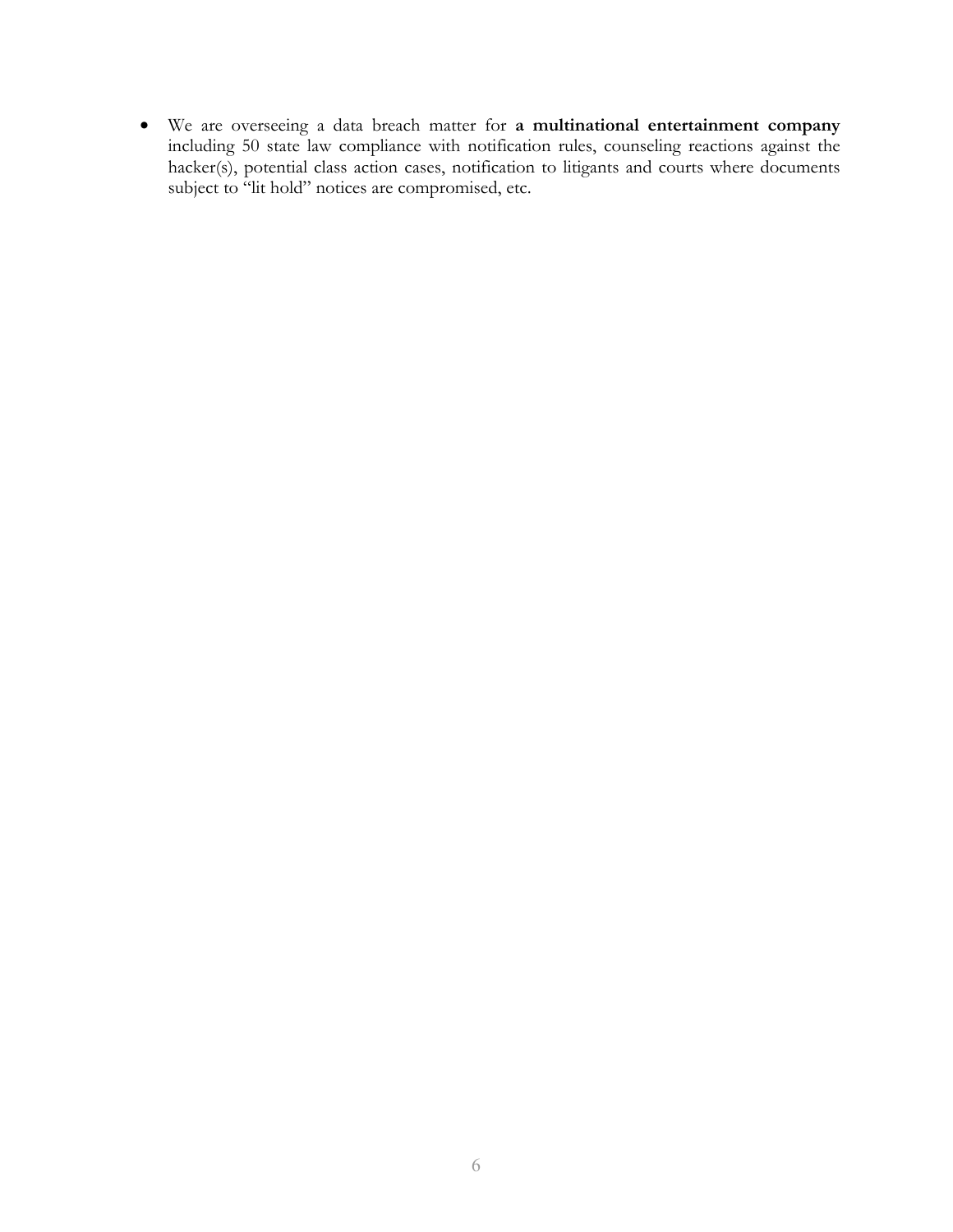- We are overseeing a data breach matter for **a multinational entertainment company** including 50 state law compliance with notification rules, counseling reactions against the hacker(s), potential class action cases, notification to litigants and courts where documents subject to "lit hold" notices are compromised, etc.